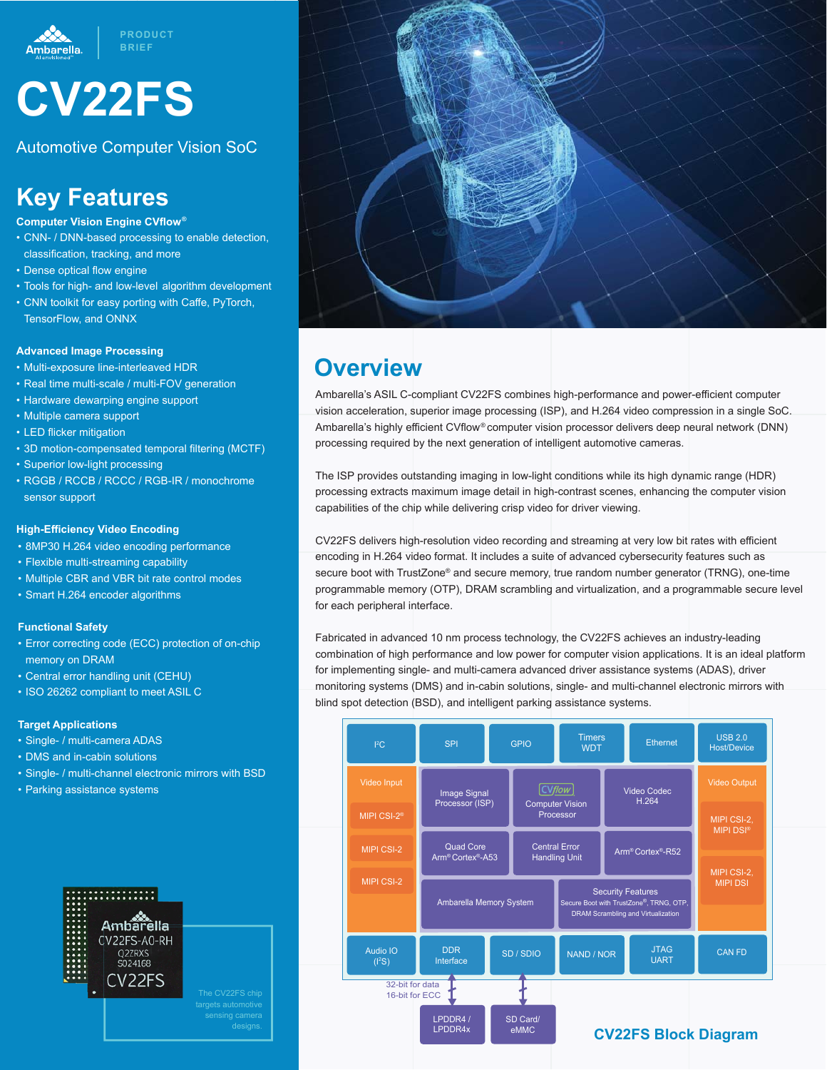PRODUCT BRIEF

# CV22FS

Automotive Computer Vision SoC

## Key Features

**Computer Vision Engine CVflow®**

- CNN- / DNN-based processing to enable detection, classification, tracking, and more
- Dense optical flow engine
- Tools for high- and low-level algorithm development
- CNN toolkit for easy porting with Caffe, PyTorch, TensorFlow, and ONNX

**Advanced Image Processing**

- Multi-exposure line-interleaved HDR
- Real time multi-scale / multi-FOV generation
- Hardware dewarping engine support
- Multiple camera support
- LED flicker mitigation
- 3D motion-compensated temporal filtering (MCTF)
- Superior low-light processing
- RGGB / RCCB / RCCC / RGB-IR / monochrome sensor support

**High-Efficiency Video Encoding**

- 8MP30 H.264 video encoding performance
- Flexible multi-streaming capability
- Multiple CBR and VBR bit rate control modes
- Smart H.264 encoder algorithms

**Functional Safety**

- Error correcting code (ECC) protection of on-chip memory on DRAM
- Central error handling unit (CEHU)
- ISO 26262 compliant to meet ASIL C

**Target Applications**

- Single- / multi-camera ADAS
- DMS and in-cabin solutions
- Single- / multi-channel electronic mirrors with BSD
- Parking assistance systems

The CV22FS chip targets automotive sensing camera designs.

## Overview

Ambarella's ASIL C-compliant CV22FS combines high-performance and power-efficient computer vision acceleration, superior image processing (ISP), and H.264 video compression in a single SoC. Ambarella's highly efficient CVflow® computer vision processor delivers deep neural network (DNN) processing required by the next generation of intelligent automotive cameras.

The ISP provides outstanding imaging in low-light conditions while its high dynamic range (HDR) processing extracts maximum image detail in high-contrast scenes, enhancing the computer vision capabilities of the chip while delivering crisp video for driver viewing.

CV22FS delivers high-resolution video recording and streaming at very low bit rates with efficient encoding in H.264 video format. It includes a suite of advanced cybersecurity features such as secure boot with TrustZone® and secure memory, true random number generator (TRNG), one-time programmable memory (OTP), DRAM scrambling and virtualization, and a programmable secure level for each peripheral interface.

Fabricated in advanced 10 nm process technology, the CV22FS achieves an industry-leading combination of high performance and low power for computer vision applications. It is an ideal platform for implementing single- and multi-camera advanced driver assistance systems (ADAS), driver monitoring systems (DMS) and in-cabin solutions, single- and multi-channel electronic mirrors with blind spot detection (BSD), and intelligent parking assistance systems.

**Block diagram contents:**

- Top row: I²C; SPI; GPIO; Timers WDT; Ethernet; USB 2.0 Host/Device
- Video Input: MIPI CSI-2®; MIPI CSI-2; MIPI CSI-2
- Core: Image Signal Processor (ISP); CVflow Computer Vision Processor; Video Codec H.264; Quad Core Arm® Cortex®-A53; Central Error Handling Unit; Arm® Cortex®-R52; Ambarella Memory System; Security Features (Secure Boot with TrustZone®, TRNG, OTP, DRAM Scrambling and Virtualization)
- Video Output: MIPI CSI-2, MIPI DSI®; MIPI CSI-2, MIPI DSI
- Bottom row: Audio IO (I²S); DDR Interface; SD / SDIO; NAND / NOR; JTAG UART; CAN FD
- External memory: LPDDR4 / LPDDR4x (32-bit for data, 16-bit for ECC); SD Card/ eMMC

**CV22FS Block Diagram**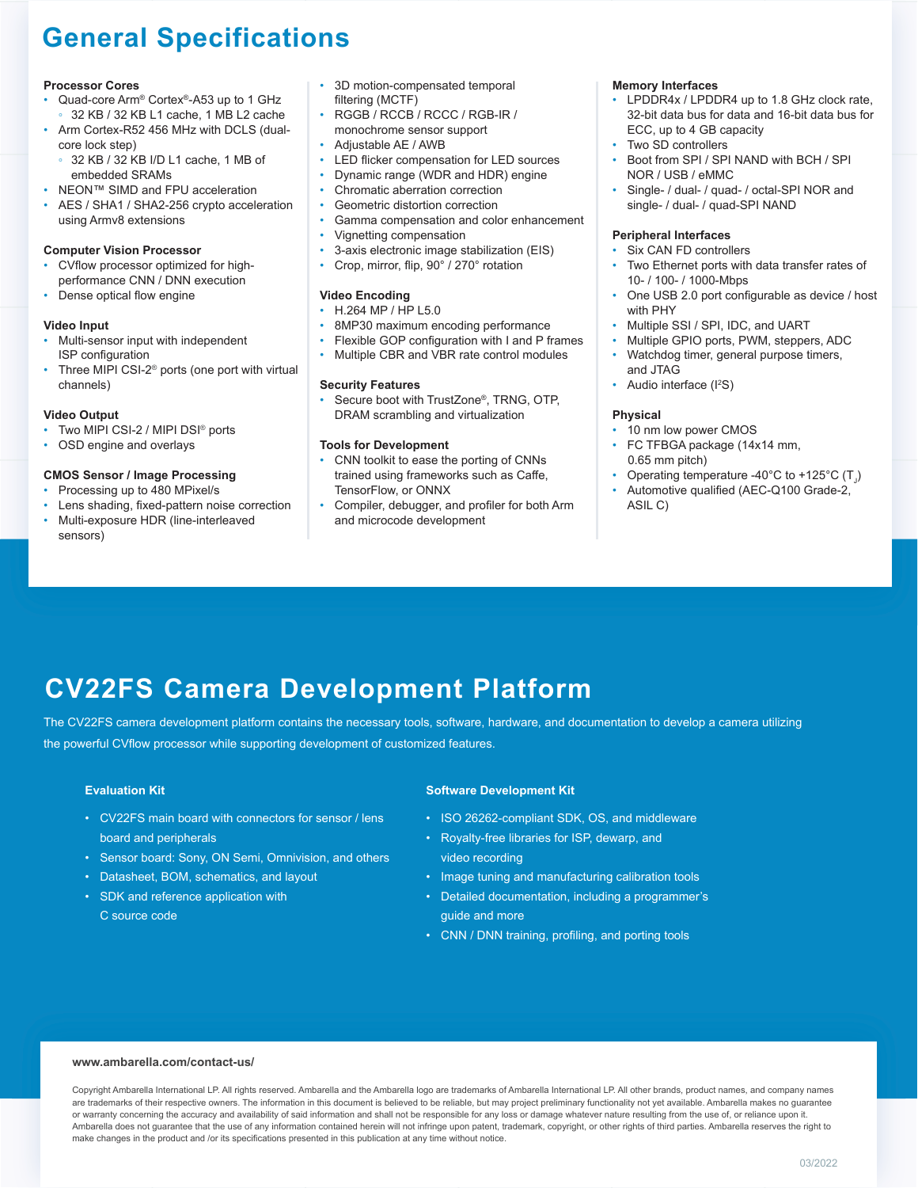# General Specifications

**Processor Cores**

- Quad-core Arm® Cortex®-A53 up to 1 GHz
  - 32 KB / 32 KB L1 cache, 1 MB L2 cache
- Arm Cortex-R52 456 MHz with DCLS (dual-core lock step)
  - 32 KB / 32 KB I/D L1 cache, 1 MB of embedded SRAMs
- NEON™ SIMD and FPU acceleration
- AES / SHA1 / SHA2-256 crypto acceleration using Armv8 extensions

**Computer Vision Processor**

- CVflow processor optimized for high-performance CNN / DNN execution
- Dense optical flow engine

**Video Input**

- Multi-sensor input with independent ISP configuration
- Three MIPI CSI-2® ports (one port with virtual channels)

**Video Output**

- Two MIPI CSI-2 / MIPI DSI® ports
- OSD engine and overlays

**CMOS Sensor / Image Processing**

- Processing up to 480 MPixel/s
- Lens shading, fixed-pattern noise correction
- Multi-exposure HDR (line-interleaved sensors)
- 3D motion-compensated temporal filtering (MCTF)
- RGGB / RCCB / RCCC / RGB-IR / monochrome sensor support
- Adjustable AE / AWB
- LED flicker compensation for LED sources
- Dynamic range (WDR and HDR) engine
- Chromatic aberration correction
- Geometric distortion correction
- Gamma compensation and color enhancement
- Vignetting compensation
- 3-axis electronic image stabilization (EIS)
- Crop, mirror, flip, 90° / 270° rotation

**Video Encoding**

- H.264 MP / HP L5.0
- 8MP30 maximum encoding performance
- Flexible GOP configuration with I and P frames
- Multiple CBR and VBR rate control modules

**Security Features**

- Secure boot with TrustZone®, TRNG, OTP, DRAM scrambling and virtualization

**Tools for Development**

- CNN toolkit to ease the porting of CNNs trained using frameworks such as Caffe, TensorFlow, or ONNX
- Compiler, debugger, and profiler for both Arm and microcode development

**Memory Interfaces**

- LPDDR4x / LPDDR4 up to 1.8 GHz clock rate, 32-bit data bus for data and 16-bit data bus for ECC, up to 4 GB capacity
- Two SD controllers
- Boot from SPI / SPI NAND with BCH / SPI NOR / USB / eMMC
- Single- / dual- / quad- / octal-SPI NOR and single- / dual- / quad-SPI NAND

**Peripheral Interfaces**

- Six CAN FD controllers
- Two Ethernet ports with data transfer rates of 10- / 100- / 1000-Mbps
- One USB 2.0 port configurable as device / host with PHY
- Multiple SSI / SPI, IDC, and UART
- Multiple GPIO ports, PWM, steppers, ADC
- Watchdog timer, general purpose timers, and JTAG
- Audio interface ($I^2S$)

**Physical**

- 10 nm low power CMOS
- FC TFBGA package (14x14 mm, 0.65 mm pitch)
- Operating temperature -40°C to +125°C ($T_J$)
- Automotive qualified (AEC-Q100 Grade-2, ASIL C)

# CV22FS Camera Development Platform

The CV22FS camera development platform contains the necessary tools, software, hardware, and documentation to develop a camera utilizing the powerful CVflow processor while supporting development of customized features.

**Evaluation Kit**

- CV22FS main board with connectors for sensor / lens board and peripherals
- Sensor board: Sony, ON Semi, Omnivision, and others
- Datasheet, BOM, schematics, and layout
- SDK and reference application with C source code

**Software Development Kit**

- ISO 26262-compliant SDK, OS, and middleware
- Royalty-free libraries for ISP, dewarp, and video recording
- Image tuning and manufacturing calibration tools
- Detailed documentation, including a programmer's guide and more
- CNN / DNN training, profiling, and porting tools

**www.ambarella.com/contact-us/**

Copyright Ambarella International LP. All rights reserved. Ambarella and the Ambarella logo are trademarks of Ambarella International LP. All other brands, product names, and company names are trademarks of their respective owners. The information in this document is believed to be reliable, but may project preliminary functionality not yet available. Ambarella makes no guarantee or warranty concerning the accuracy and availability of said information and shall not be responsible for any loss or damage whatever nature resulting from the use of, or reliance upon it. Ambarella does not guarantee that the use of any information contained herein will not infringe upon patent, trademark, copyright, or other rights of third parties. Ambarella reserves the right to make changes in the product and /or its specifications presented in this publication at any time without notice.

03/2022